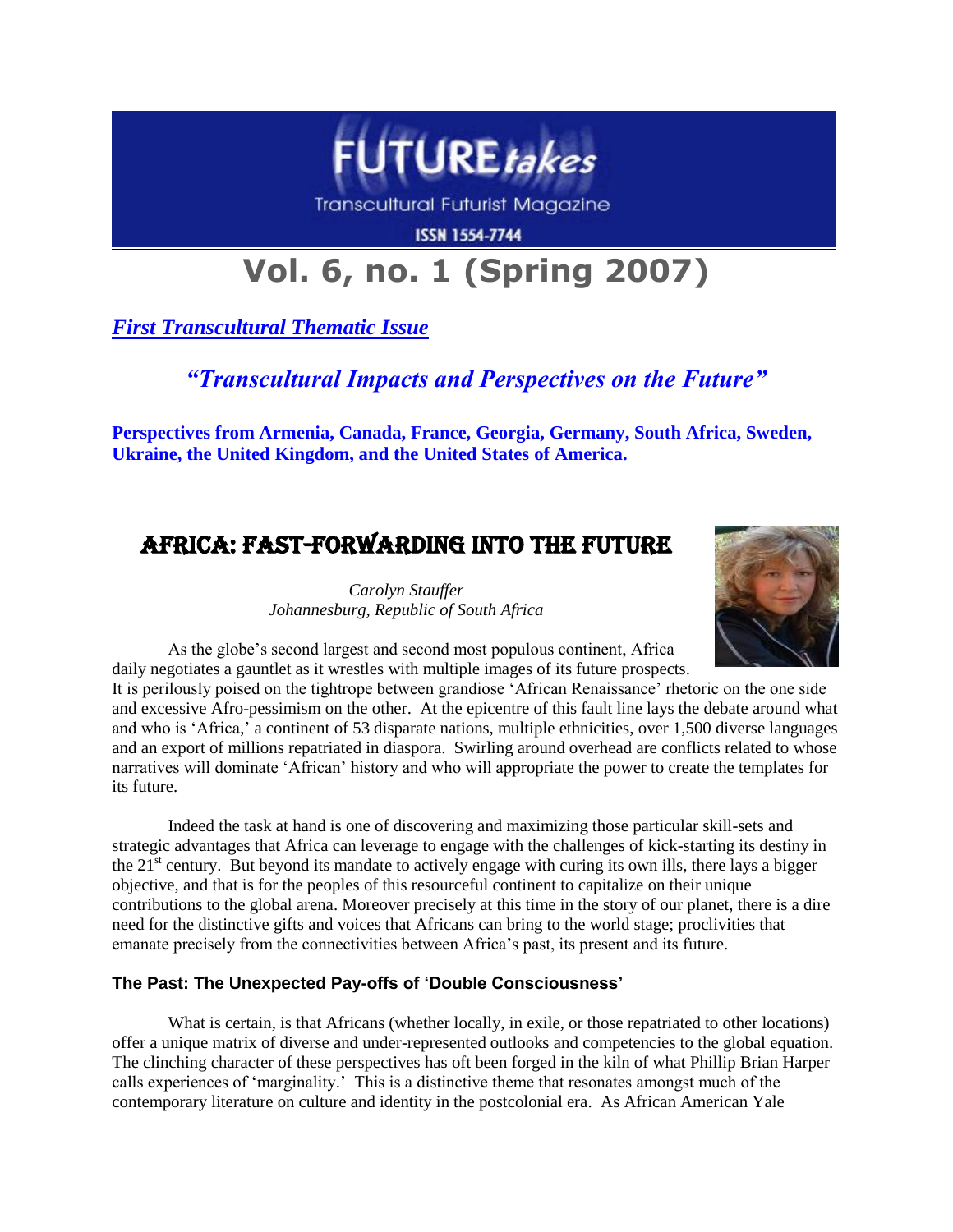# FUTURE*takes*

Transcultural Futurist Magazine

ISSN 1554-7744

## Vol. 6, no. 1 (Spring 2007)

***First Transcultural Thematic Issue***

***"Transcultural Impacts and Perspectives on the Future"***

**Perspectives from Armenia, Canada, France, Georgia, Germany, South Africa, Sweden, Ukraine, the United Kingdom, and the United States of America.**

---

## AFRICA: FAST-FORWARDING INTO THE FUTURE

*Carolyn Stauffer*
*Johannesburg, Republic of South Africa*

As the globe's second largest and second most populous continent, Africa daily negotiates a gauntlet as it wrestles with multiple images of its future prospects. It is perilously poised on the tightrope between grandiose 'African Renaissance' rhetoric on the one side and excessive Afro-pessimism on the other. At the epicentre of this fault line lays the debate around what and who is 'Africa,' a continent of 53 disparate nations, multiple ethnicities, over 1,500 diverse languages and an export of millions repatriated in diaspora. Swirling around overhead are conflicts related to whose narratives will dominate 'African' history and who will appropriate the power to create the templates for its future.

Indeed the task at hand is one of discovering and maximizing those particular skill-sets and strategic advantages that Africa can leverage to engage with the challenges of kick-starting its destiny in the 21st century. But beyond its mandate to actively engage with curing its own ills, there lays a bigger objective, and that is for the peoples of this resourceful continent to capitalize on their unique contributions to the global arena. Moreover precisely at this time in the story of our planet, there is a dire need for the distinctive gifts and voices that Africans can bring to the world stage; proclivities that emanate precisely from the connectivities between Africa's past, its present and its future.

### The Past: The Unexpected Pay-offs of 'Double Consciousness'

What is certain, is that Africans (whether locally, in exile, or those repatriated to other locations) offer a unique matrix of diverse and under-represented outlooks and competencies to the global equation. The clinching character of these perspectives has oft been forged in the kiln of what Phillip Brian Harper calls experiences of 'marginality.' This is a distinctive theme that resonates amongst much of the contemporary literature on culture and identity in the postcolonial era. As African American Yale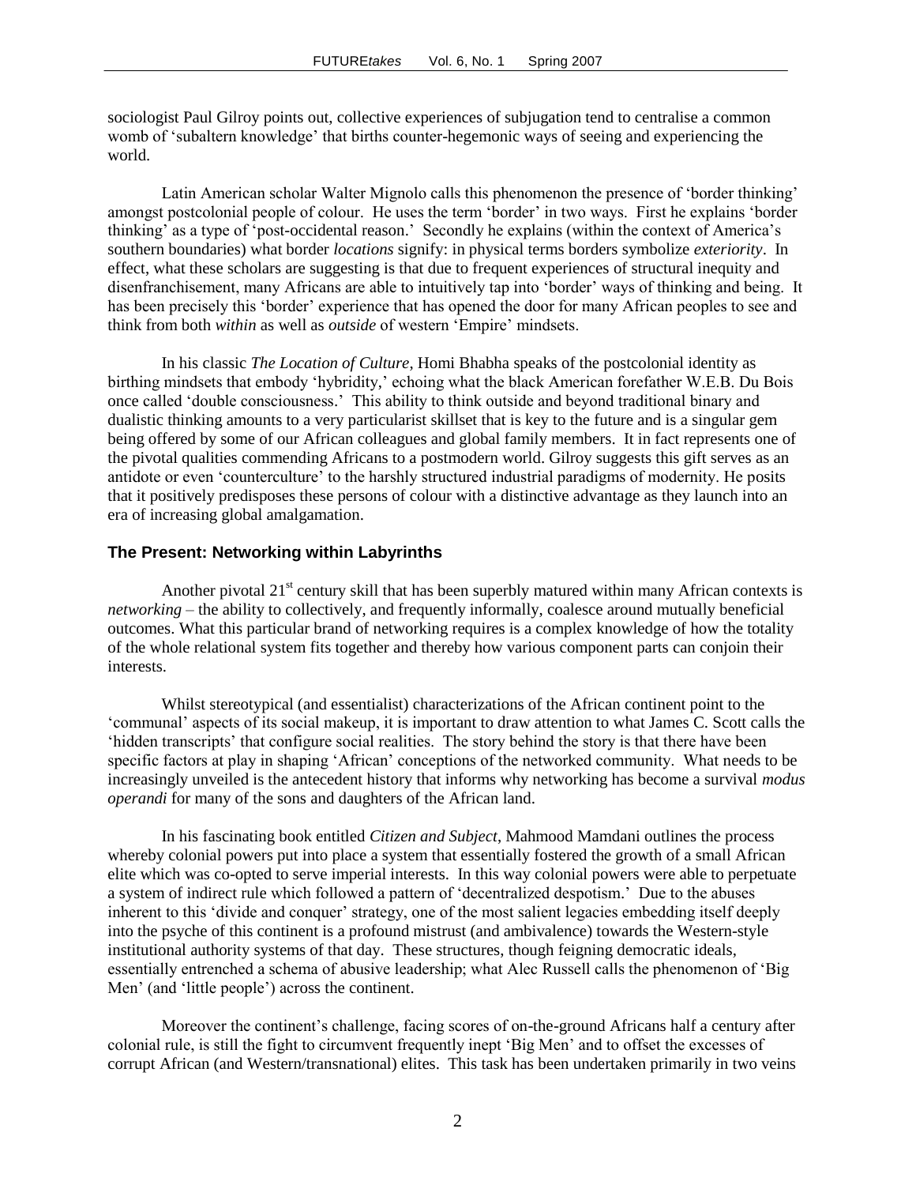sociologist Paul Gilroy points out, collective experiences of subjugation tend to centralise a common womb of 'subaltern knowledge' that births counter-hegemonic ways of seeing and experiencing the world.

Latin American scholar Walter Mignolo calls this phenomenon the presence of 'border thinking' amongst postcolonial people of colour. He uses the term 'border' in two ways. First he explains 'border thinking' as a type of 'post-occidental reason.' Secondly he explains (within the context of America's southern boundaries) what border *locations* signify: in physical terms borders symbolize *exteriority*. In effect, what these scholars are suggesting is that due to frequent experiences of structural inequity and disenfranchisement, many Africans are able to intuitively tap into 'border' ways of thinking and being. It has been precisely this 'border' experience that has opened the door for many African peoples to see and think from both *within* as well as *outside* of western 'Empire' mindsets.

In his classic *The Location of Culture*, Homi Bhabha speaks of the postcolonial identity as birthing mindsets that embody 'hybridity,' echoing what the black American forefather W.E.B. Du Bois once called 'double consciousness.' This ability to think outside and beyond traditional binary and dualistic thinking amounts to a very particularist skillset that is key to the future and is a singular gem being offered by some of our African colleagues and global family members. It in fact represents one of the pivotal qualities commending Africans to a postmodern world. Gilroy suggests this gift serves as an antidote or even 'counterculture' to the harshly structured industrial paradigms of modernity. He posits that it positively predisposes these persons of colour with a distinctive advantage as they launch into an era of increasing global amalgamation.

### The Present: Networking within Labyrinths

Another pivotal 21st century skill that has been superbly matured within many African contexts is *networking* – the ability to collectively, and frequently informally, coalesce around mutually beneficial outcomes. What this particular brand of networking requires is a complex knowledge of how the totality of the whole relational system fits together and thereby how various component parts can conjoin their interests.

Whilst stereotypical (and essentialist) characterizations of the African continent point to the 'communal' aspects of its social makeup, it is important to draw attention to what James C. Scott calls the 'hidden transcripts' that configure social realities. The story behind the story is that there have been specific factors at play in shaping 'African' conceptions of the networked community. What needs to be increasingly unveiled is the antecedent history that informs why networking has become a survival *modus operandi* for many of the sons and daughters of the African land.

In his fascinating book entitled *Citizen and Subject*, Mahmood Mamdani outlines the process whereby colonial powers put into place a system that essentially fostered the growth of a small African elite which was co-opted to serve imperial interests. In this way colonial powers were able to perpetuate a system of indirect rule which followed a pattern of 'decentralized despotism.' Due to the abuses inherent to this 'divide and conquer' strategy, one of the most salient legacies embedding itself deeply into the psyche of this continent is a profound mistrust (and ambivalence) towards the Western-style institutional authority systems of that day. These structures, though feigning democratic ideals, essentially entrenched a schema of abusive leadership; what Alec Russell calls the phenomenon of 'Big Men' (and 'little people') across the continent.

Moreover the continent's challenge, facing scores of on-the-ground Africans half a century after colonial rule, is still the fight to circumvent frequently inept 'Big Men' and to offset the excesses of corrupt African (and Western/transnational) elites. This task has been undertaken primarily in two veins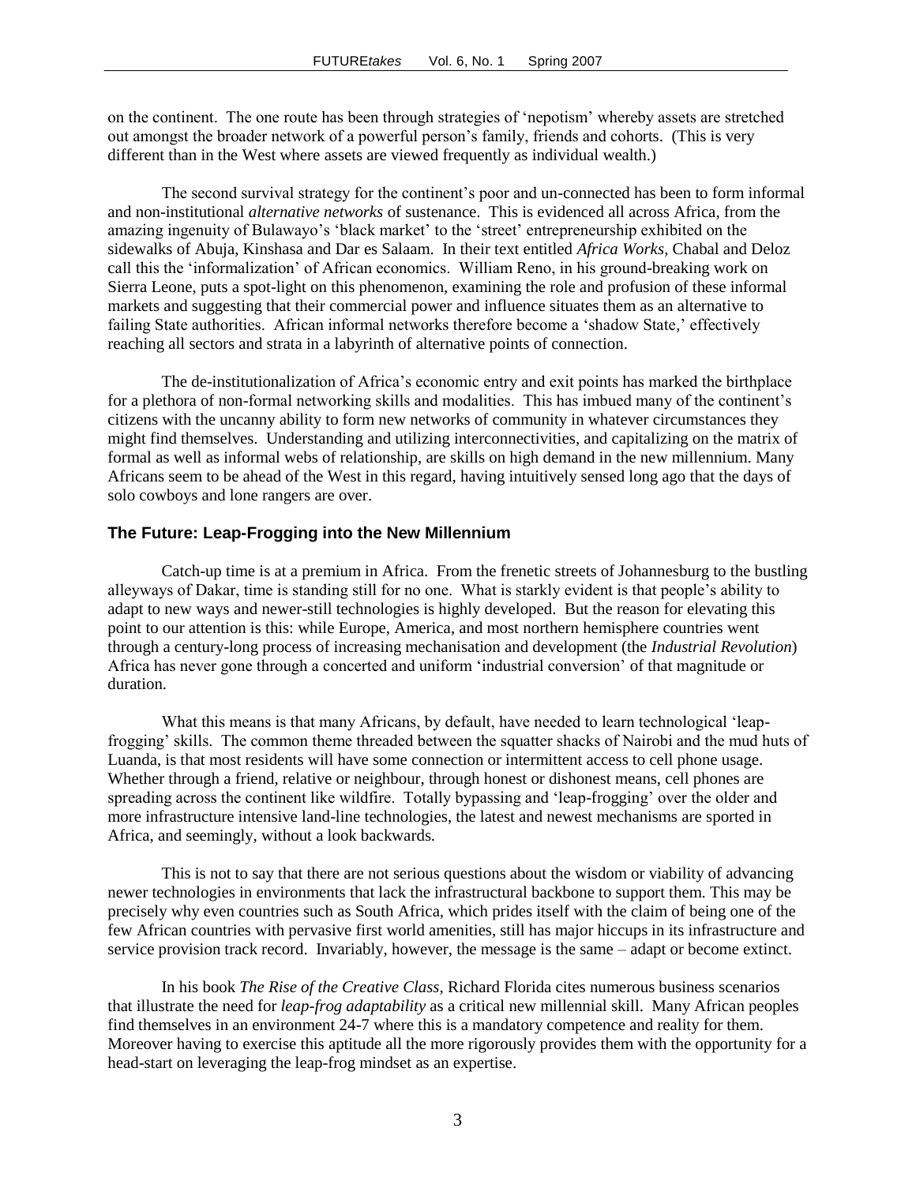on the continent. The one route has been through strategies of 'nepotism' whereby assets are stretched out amongst the broader network of a powerful person's family, friends and cohorts. (This is very different than in the West where assets are viewed frequently as individual wealth.)

The second survival strategy for the continent's poor and un-connected has been to form informal and non-institutional *alternative networks* of sustenance. This is evidenced all across Africa, from the amazing ingenuity of Bulawayo's 'black market' to the 'street' entrepreneurship exhibited on the sidewalks of Abuja, Kinshasa and Dar es Salaam. In their text entitled *Africa Works*, Chabal and Deloz call this the 'informalization' of African economics. William Reno, in his ground-breaking work on Sierra Leone, puts a spot-light on this phenomenon, examining the role and profusion of these informal markets and suggesting that their commercial power and influence situates them as an alternative to failing State authorities. African informal networks therefore become a 'shadow State,' effectively reaching all sectors and strata in a labyrinth of alternative points of connection.

The de-institutionalization of Africa's economic entry and exit points has marked the birthplace for a plethora of non-formal networking skills and modalities. This has imbued many of the continent's citizens with the uncanny ability to form new networks of community in whatever circumstances they might find themselves. Understanding and utilizing interconnectivities, and capitalizing on the matrix of formal as well as informal webs of relationship, are skills on high demand in the new millennium. Many Africans seem to be ahead of the West in this regard, having intuitively sensed long ago that the days of solo cowboys and lone rangers are over.

### The Future: Leap-Frogging into the New Millennium

Catch-up time is at a premium in Africa. From the frenetic streets of Johannesburg to the bustling alleyways of Dakar, time is standing still for no one. What is starkly evident is that people's ability to adapt to new ways and newer-still technologies is highly developed. But the reason for elevating this point to our attention is this: while Europe, America, and most northern hemisphere countries went through a century-long process of increasing mechanisation and development (the *Industrial Revolution*) Africa has never gone through a concerted and uniform 'industrial conversion' of that magnitude or duration.

What this means is that many Africans, by default, have needed to learn technological 'leap-frogging' skills. The common theme threaded between the squatter shacks of Nairobi and the mud huts of Luanda, is that most residents will have some connection or intermittent access to cell phone usage. Whether through a friend, relative or neighbour, through honest or dishonest means, cell phones are spreading across the continent like wildfire. Totally bypassing and 'leap-frogging' over the older and more infrastructure intensive land-line technologies, the latest and newest mechanisms are sported in Africa, and seemingly, without a look backwards.

This is not to say that there are not serious questions about the wisdom or viability of advancing newer technologies in environments that lack the infrastructural backbone to support them. This may be precisely why even countries such as South Africa, which prides itself with the claim of being one of the few African countries with pervasive first world amenities, still has major hiccups in its infrastructure and service provision track record. Invariably, however, the message is the same – adapt or become extinct.

In his book *The Rise of the Creative Class*, Richard Florida cites numerous business scenarios that illustrate the need for *leap-frog adaptability* as a critical new millennial skill. Many African peoples find themselves in an environment 24-7 where this is a mandatory competence and reality for them. Moreover having to exercise this aptitude all the more rigorously provides them with the opportunity for a head-start on leveraging the leap-frog mindset as an expertise.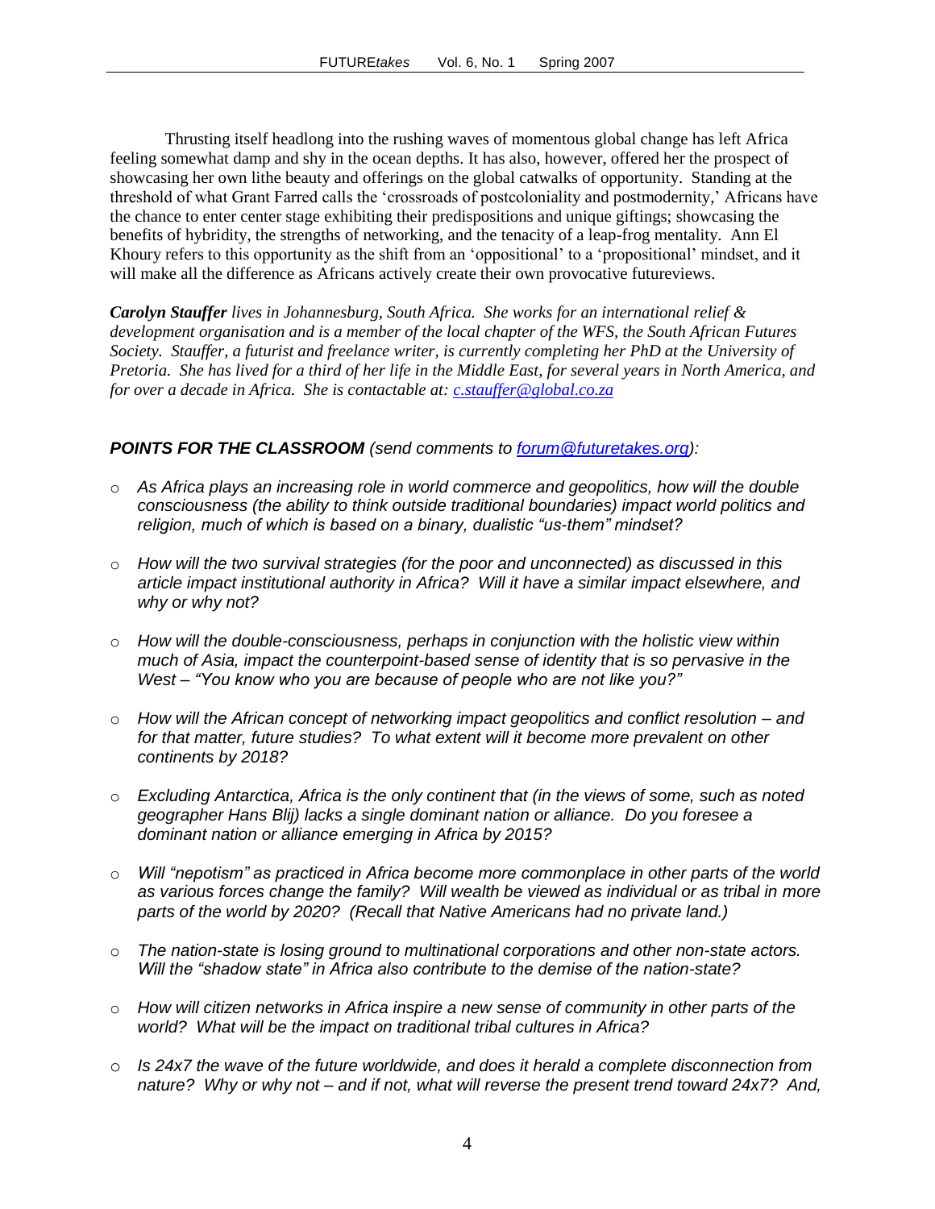Thrusting itself headlong into the rushing waves of momentous global change has left Africa feeling somewhat damp and shy in the ocean depths. It has also, however, offered her the prospect of showcasing her own lithe beauty and offerings on the global catwalks of opportunity. Standing at the threshold of what Grant Farred calls the 'crossroads of postcoloniality and postmodernity,' Africans have the chance to enter center stage exhibiting their predispositions and unique giftings; showcasing the benefits of hybridity, the strengths of networking, and the tenacity of a leap-frog mentality. Ann El Khoury refers to this opportunity as the shift from an 'oppositional' to a 'propositional' mindset, and it will make all the difference as Africans actively create their own provocative futureviews.

***Carolyn Stauffer** lives in Johannesburg, South Africa. She works for an international relief & development organisation and is a member of the local chapter of the WFS, the South African Futures Society. Stauffer, a futurist and freelance writer, is currently completing her PhD at the University of Pretoria. She has lived for a third of her life in the Middle East, for several years in North America, and for over a decade in Africa. She is contactable at: c.stauffer@global.co.za*

***POINTS FOR THE CLASSROOM** (send comments to forum@futuretakes.org):*

- *As Africa plays an increasing role in world commerce and geopolitics, how will the double consciousness (the ability to think outside traditional boundaries) impact world politics and religion, much of which is based on a binary, dualistic "us-them" mindset?*
- *How will the two survival strategies (for the poor and unconnected) as discussed in this article impact institutional authority in Africa? Will it have a similar impact elsewhere, and why or why not?*
- *How will the double-consciousness, perhaps in conjunction with the holistic view within much of Asia, impact the counterpoint-based sense of identity that is so pervasive in the West – "You know who you are because of people who are not like you?"*
- *How will the African concept of networking impact geopolitics and conflict resolution – and for that matter, future studies? To what extent will it become more prevalent on other continents by 2018?*
- *Excluding Antarctica, Africa is the only continent that (in the views of some, such as noted geographer Hans Blij) lacks a single dominant nation or alliance. Do you foresee a dominant nation or alliance emerging in Africa by 2015?*
- *Will "nepotism" as practiced in Africa become more commonplace in other parts of the world as various forces change the family? Will wealth be viewed as individual or as tribal in more parts of the world by 2020? (Recall that Native Americans had no private land.)*
- *The nation-state is losing ground to multinational corporations and other non-state actors. Will the "shadow state" in Africa also contribute to the demise of the nation-state?*
- *How will citizen networks in Africa inspire a new sense of community in other parts of the world? What will be the impact on traditional tribal cultures in Africa?*
- *Is 24x7 the wave of the future worldwide, and does it herald a complete disconnection from nature? Why or why not – and if not, what will reverse the present trend toward 24x7? And,*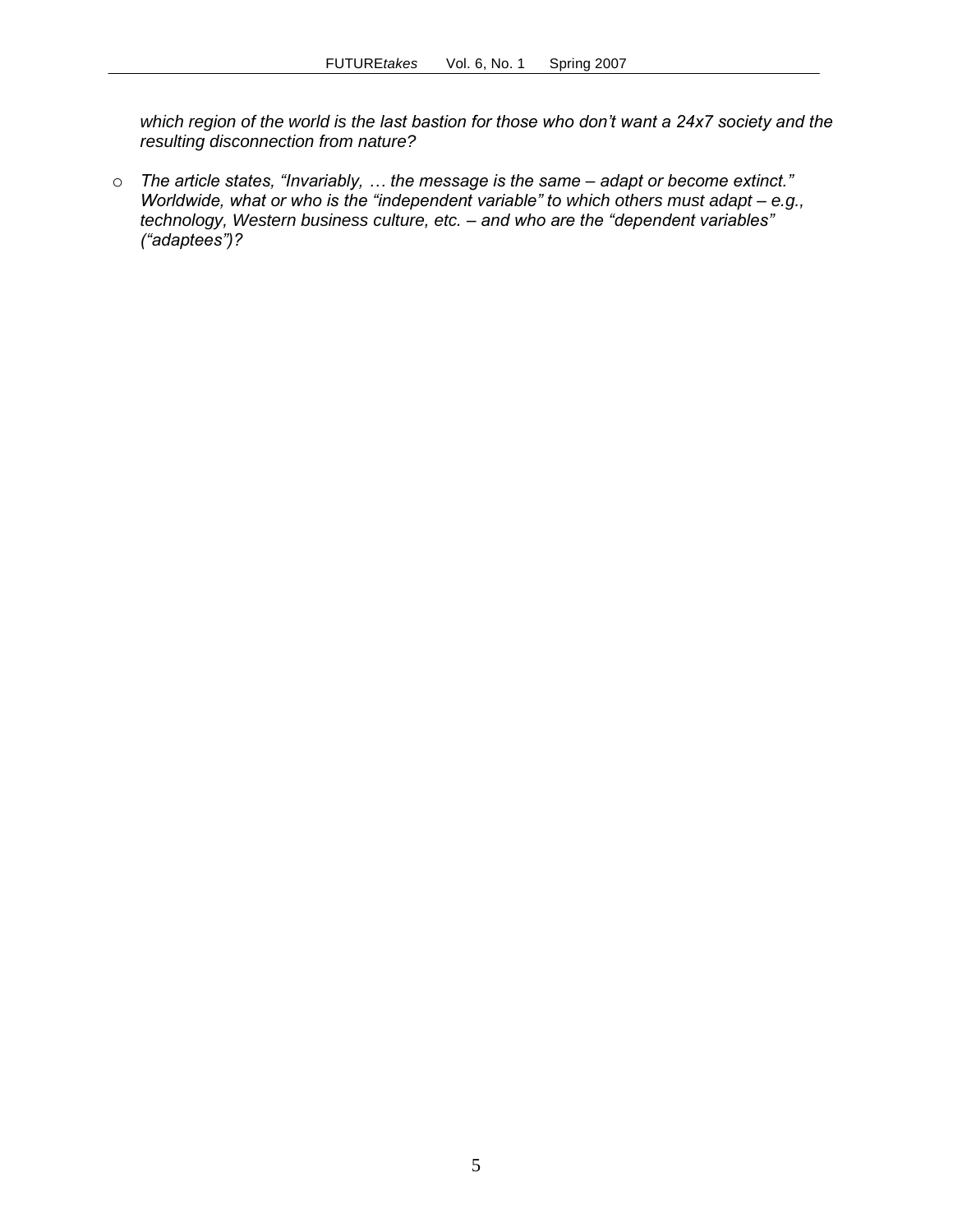*which region of the world is the last bastion for those who don't want a 24x7 society and the resulting disconnection from nature?*

- *The article states, "Invariably, … the message is the same – adapt or become extinct." Worldwide, what or who is the "independent variable" to which others must adapt – e.g., technology, Western business culture, etc. – and who are the "dependent variables" ("adaptees")?*